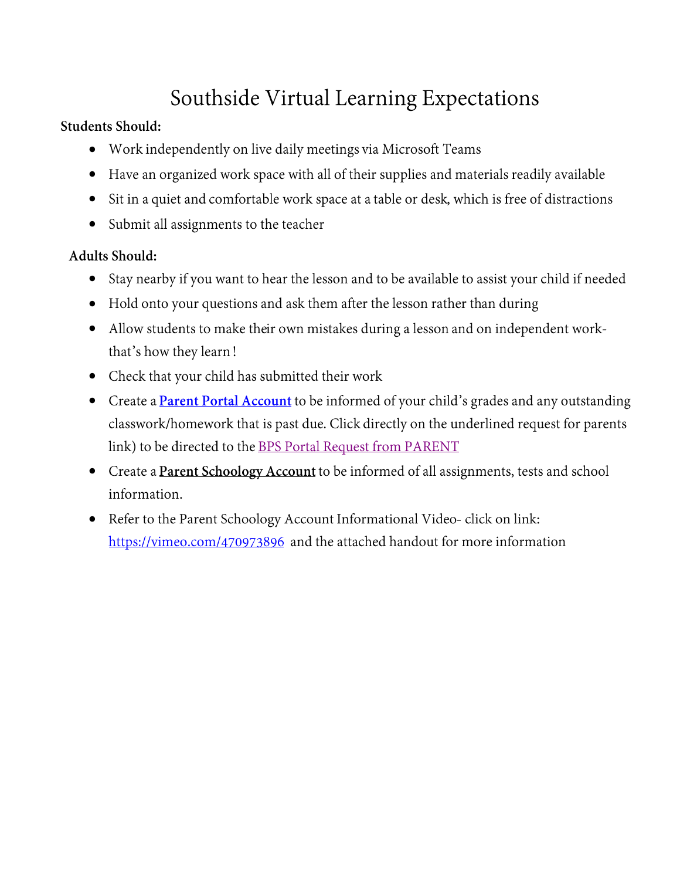# Southside Virtual Learning Expectations

**Students Should:**

- Work independently on live daily meetings via Microsoft Teams
- Have an organized work space with all of their supplies and materials readily available
- Sit in a quiet and comfortable work space at a table or desk, which is free of distractions
- Submit all assignments to the teacher

**Adults Should:**

- Stay nearby if you want to hear the lesson and to be available to assist your child if needed
- Hold onto your questions and ask them after the lesson rather than during
- Allow students to make their own mistakes during a lesson and on independent work- that's how they learn !
- Check that your child has submitted their work
- Create a **Parent Portal Account** to be informed of your child's grades and any outstanding classwork/homework that is past due. Click directly on the underlined request for parents link) to be directed to the BPS Portal Request from PARENT
- Create a **Parent Schoology Account** to be informed of all assignments, tests and school information.
- Refer to the Parent Schoology Account Informational Video- click on link: https://vimeo.com/470973896 and the attached handout for more information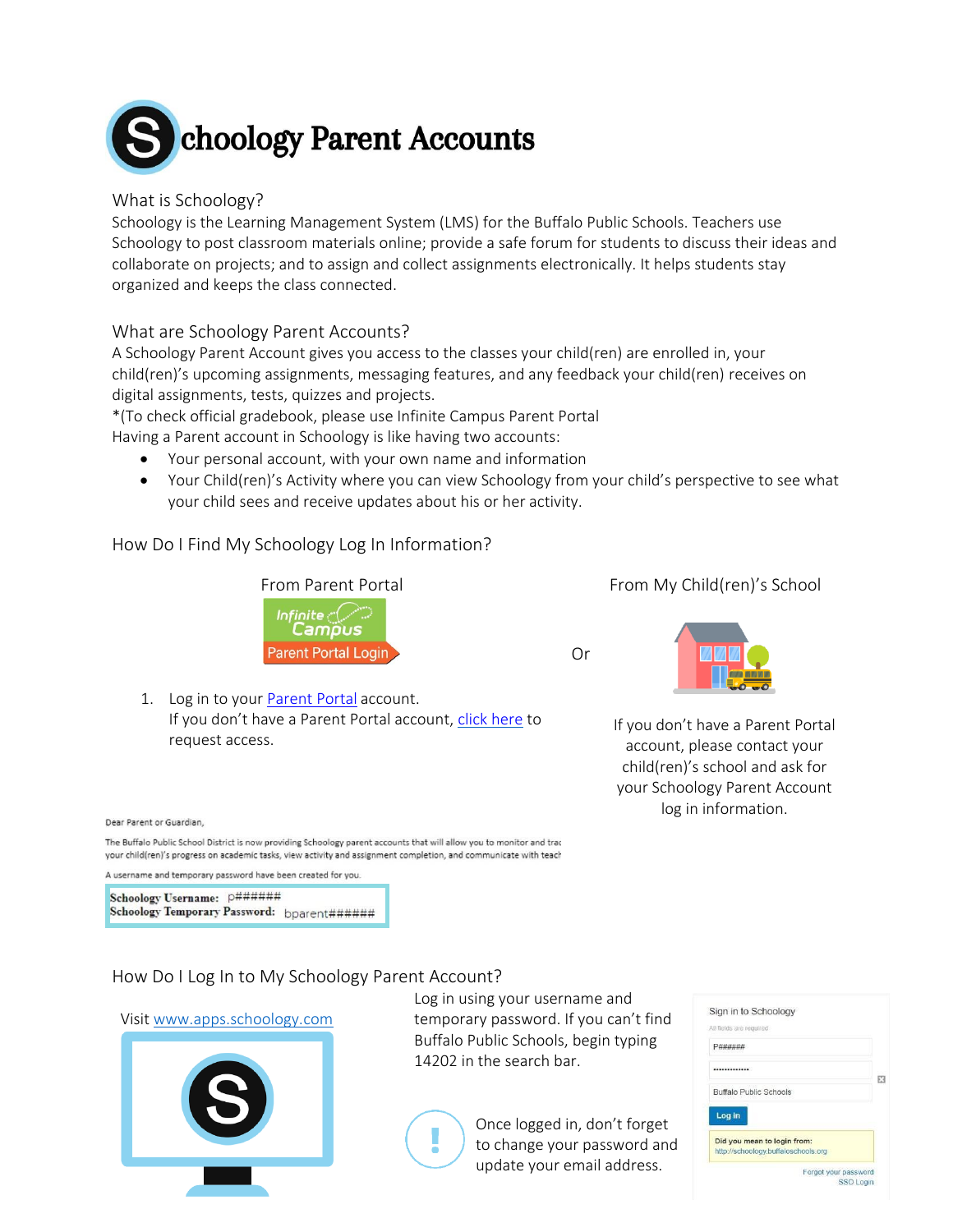# Schoology Parent Accounts

## What is Schoology?

Schoology is the Learning Management System (LMS) for the Buffalo Public Schools. Teachers use Schoology to post classroom materials online; provide a safe forum for students to discuss their ideas and collaborate on projects; and to assign and collect assignments electronically. It helps students stay organized and keeps the class connected.

## What are Schoology Parent Accounts?

A Schoology Parent Account gives you access to the classes your child(ren) are enrolled in, your child(ren)'s upcoming assignments, messaging features, and any feedback your child(ren) receives on digital assignments, tests, quizzes and projects.

*(To check official gradebook, please use Infinite Campus Parent Portal

Having a Parent account in Schoology is like having two accounts:

- Your personal account, with your own name and information
- Your Child(ren)'s Activity where you can view Schoology from your child's perspective to see what your child sees and receive updates about his or her activity.

## How Do I Find My Schoology Log In Information?

**From Parent Portal**

Infinite Campus

Parent Portal Login

1. Log in to your Parent Portal account. If you don't have a Parent Portal account, click here to request access.

Or

**From My Child(ren)'s School**

If you don't have a Parent Portal account, please contact your child(ren)'s school and ask for your Schoology Parent Account log in information.

Dear Parent or Guardian,

The Buffalo Public School District is now providing Schoology parent accounts that will allow you to monitor and trac your child(ren)'s progress on academic tasks, view activity and assignment completion, and communicate with teach

A username and temporary password have been created for you.

**Schoology Username:** p######
**Schoology Temporary Password:** bparent######

## How Do I Log In to My Schoology Parent Account?

Visit www.apps.schoology.com

Log in using your username and temporary password. If you can't find Buffalo Public Schools, begin typing 14202 in the search bar.

Once logged in, don't forget to change your password and update your email address.

Sign in to Schoology

All fields are required

P######

••••••••••••

Buffalo Public Schools

Log in

Did you mean to login from:
http://schoology.buffaloschools.org

Forgot your password
SSO Login